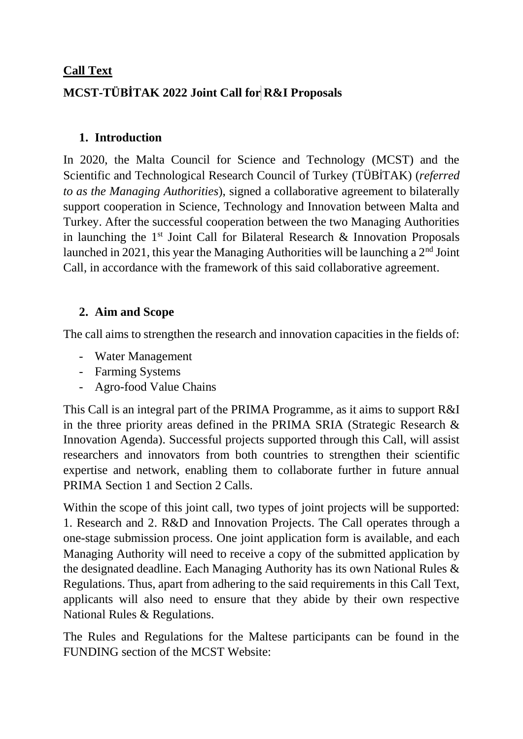**Call Text**

**MCST-TÜBİTAK 2022 Joint Call for R&I Proposals**

## 1. Introduction

In 2020, the Malta Council for Science and Technology (MCST) and the Scientific and Technological Research Council of Turkey (TÜBİTAK) (*referred to as the Managing Authorities*), signed a collaborative agreement to bilaterally support cooperation in Science, Technology and Innovation between Malta and Turkey. After the successful cooperation between the two Managing Authorities in launching the 1st Joint Call for Bilateral Research & Innovation Proposals launched in 2021, this year the Managing Authorities will be launching a 2nd Joint Call, in accordance with the framework of this said collaborative agreement.

## 2. Aim and Scope

The call aims to strengthen the research and innovation capacities in the fields of:

- Water Management
- Farming Systems
- Agro-food Value Chains

This Call is an integral part of the PRIMA Programme, as it aims to support R&I in the three priority areas defined in the PRIMA SRIA (Strategic Research & Innovation Agenda). Successful projects supported through this Call, will assist researchers and innovators from both countries to strengthen their scientific expertise and network, enabling them to collaborate further in future annual PRIMA Section 1 and Section 2 Calls.

Within the scope of this joint call, two types of joint projects will be supported: 1. Research and 2. R&D and Innovation Projects. The Call operates through a one-stage submission process. One joint application form is available, and each Managing Authority will need to receive a copy of the submitted application by the designated deadline. Each Managing Authority has its own National Rules & Regulations. Thus, apart from adhering to the said requirements in this Call Text, applicants will also need to ensure that they abide by their own respective National Rules & Regulations.

The Rules and Regulations for the Maltese participants can be found in the FUNDING section of the MCST Website: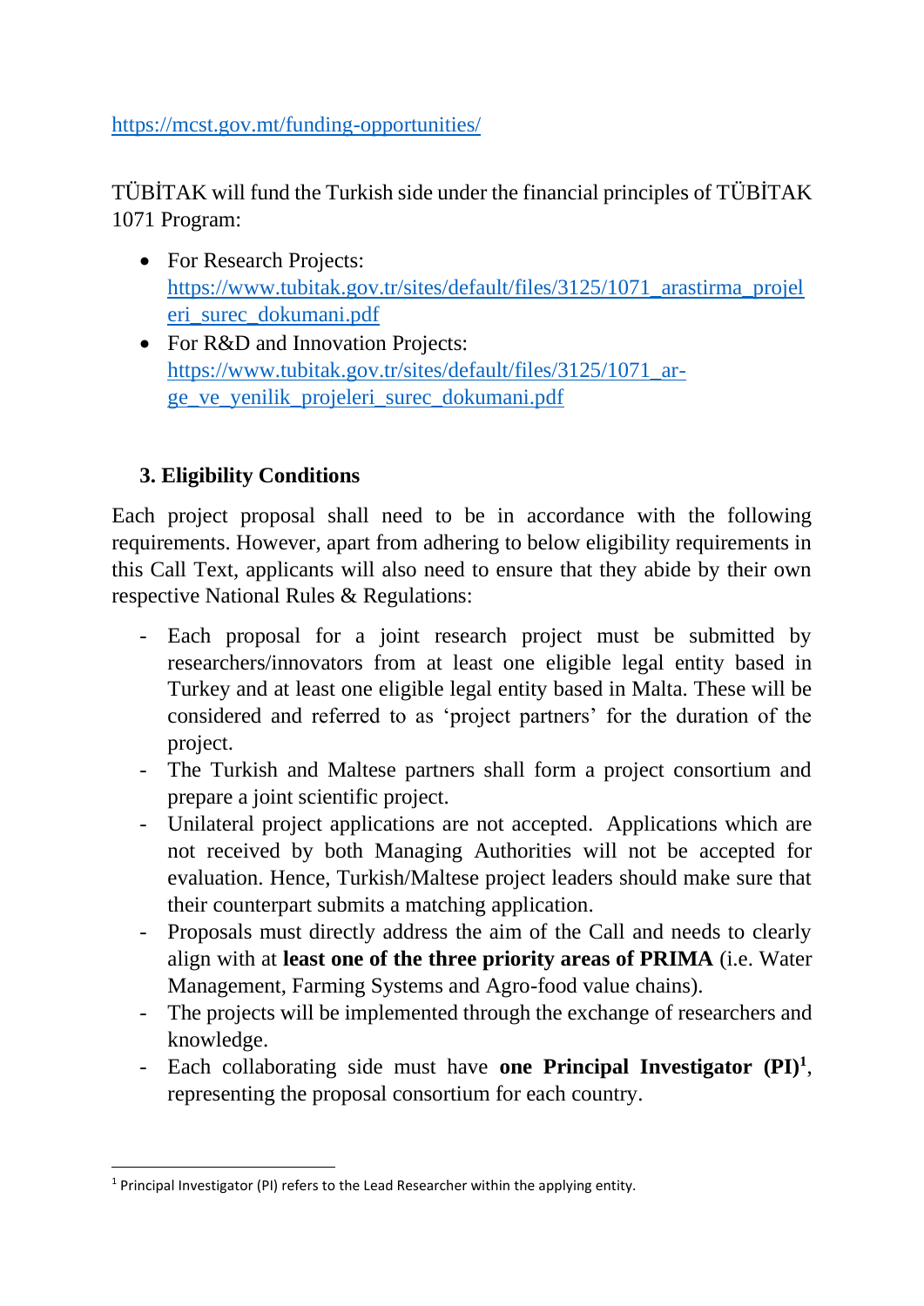https://mcst.gov.mt/funding-opportunities/

TÜBİTAK will fund the Turkish side under the financial principles of TÜBİTAK 1071 Program:

- For Research Projects: https://www.tubitak.gov.tr/sites/default/files/3125/1071_arastirma_projeleri_surec_dokumani.pdf
- For R&D and Innovation Projects: https://www.tubitak.gov.tr/sites/default/files/3125/1071_ar-ge_ve_yenilik_projeleri_surec_dokumani.pdf

## 3. Eligibility Conditions

Each project proposal shall need to be in accordance with the following requirements. However, apart from adhering to below eligibility requirements in this Call Text, applicants will also need to ensure that they abide by their own respective National Rules & Regulations:

- Each proposal for a joint research project must be submitted by researchers/innovators from at least one eligible legal entity based in Turkey and at least one eligible legal entity based in Malta. These will be considered and referred to as 'project partners' for the duration of the project.
- The Turkish and Maltese partners shall form a project consortium and prepare a joint scientific project.
- Unilateral project applications are not accepted. Applications which are not received by both Managing Authorities will not be accepted for evaluation. Hence, Turkish/Maltese project leaders should make sure that their counterpart submits a matching application.
- Proposals must directly address the aim of the Call and needs to clearly align with at **least one of the three priority areas of PRIMA** (i.e. Water Management, Farming Systems and Agro-food value chains).
- The projects will be implemented through the exchange of researchers and knowledge.
- Each collaborating side must have **one Principal Investigator (PI)**[1], representing the proposal consortium for each country.

[1] Principal Investigator (PI) refers to the Lead Researcher within the applying entity.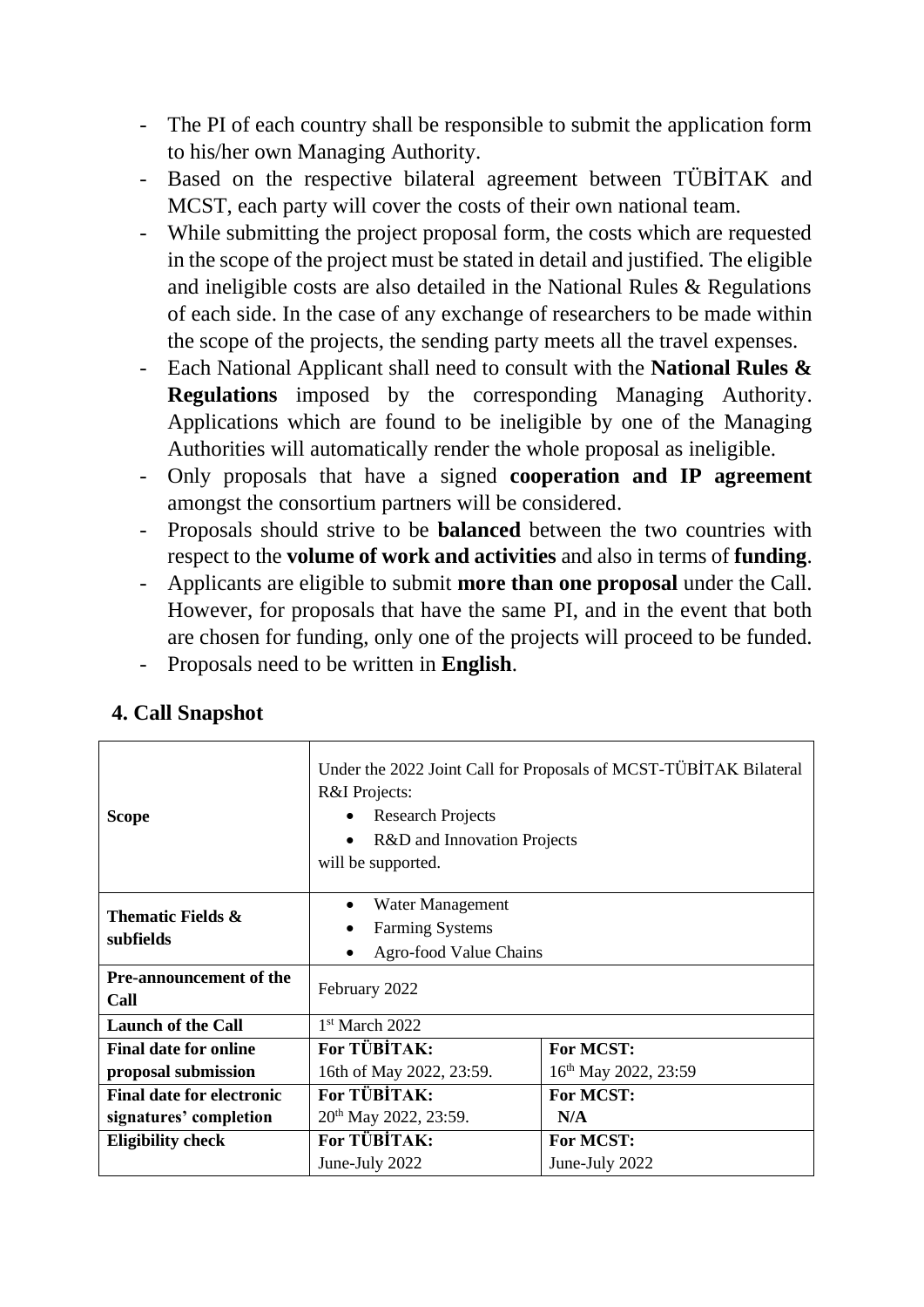- The PI of each country shall be responsible to submit the application form to his/her own Managing Authority.
- Based on the respective bilateral agreement between TÜBİTAK and MCST, each party will cover the costs of their own national team.
- While submitting the project proposal form, the costs which are requested in the scope of the project must be stated in detail and justified. The eligible and ineligible costs are also detailed in the National Rules & Regulations of each side. In the case of any exchange of researchers to be made within the scope of the projects, the sending party meets all the travel expenses.
- Each National Applicant shall need to consult with the **National Rules & Regulations** imposed by the corresponding Managing Authority. Applications which are found to be ineligible by one of the Managing Authorities will automatically render the whole proposal as ineligible.
- Only proposals that have a signed **cooperation and IP agreement** amongst the consortium partners will be considered.
- Proposals should strive to be **balanced** between the two countries with respect to the **volume of work and activities** and also in terms of **funding**.
- Applicants are eligible to submit **more than one proposal** under the Call. However, for proposals that have the same PI, and in the event that both are chosen for funding, only one of the projects will proceed to be funded.
- Proposals need to be written in **English**.

## 4. Call Snapshot

| | | |
|---|---|---|
| **Scope** | Under the 2022 Joint Call for Proposals of MCST-TÜBİTAK Bilateral R&I Projects:<br>• Research Projects<br>• R&D and Innovation Projects<br>will be supported. | |
| **Thematic Fields & subfields** | • Water Management<br>• Farming Systems<br>• Agro-food Value Chains | |
| **Pre-announcement of the Call** | February 2022 | |
| **Launch of the Call** | 1st March 2022 | |
| **Final date for online proposal submission** | **For TÜBİTAK:**<br>16th of May 2022, 23:59. | **For MCST:**<br>16th May 2022, 23:59 |
| **Final date for electronic signatures' completion** | **For TÜBİTAK:**<br>20th May 2022, 23:59. | **For MCST:**<br>N/A |
| **Eligibility check** | **For TÜBİTAK:**<br>June-July 2022 | **For MCST:**<br>June-July 2022 |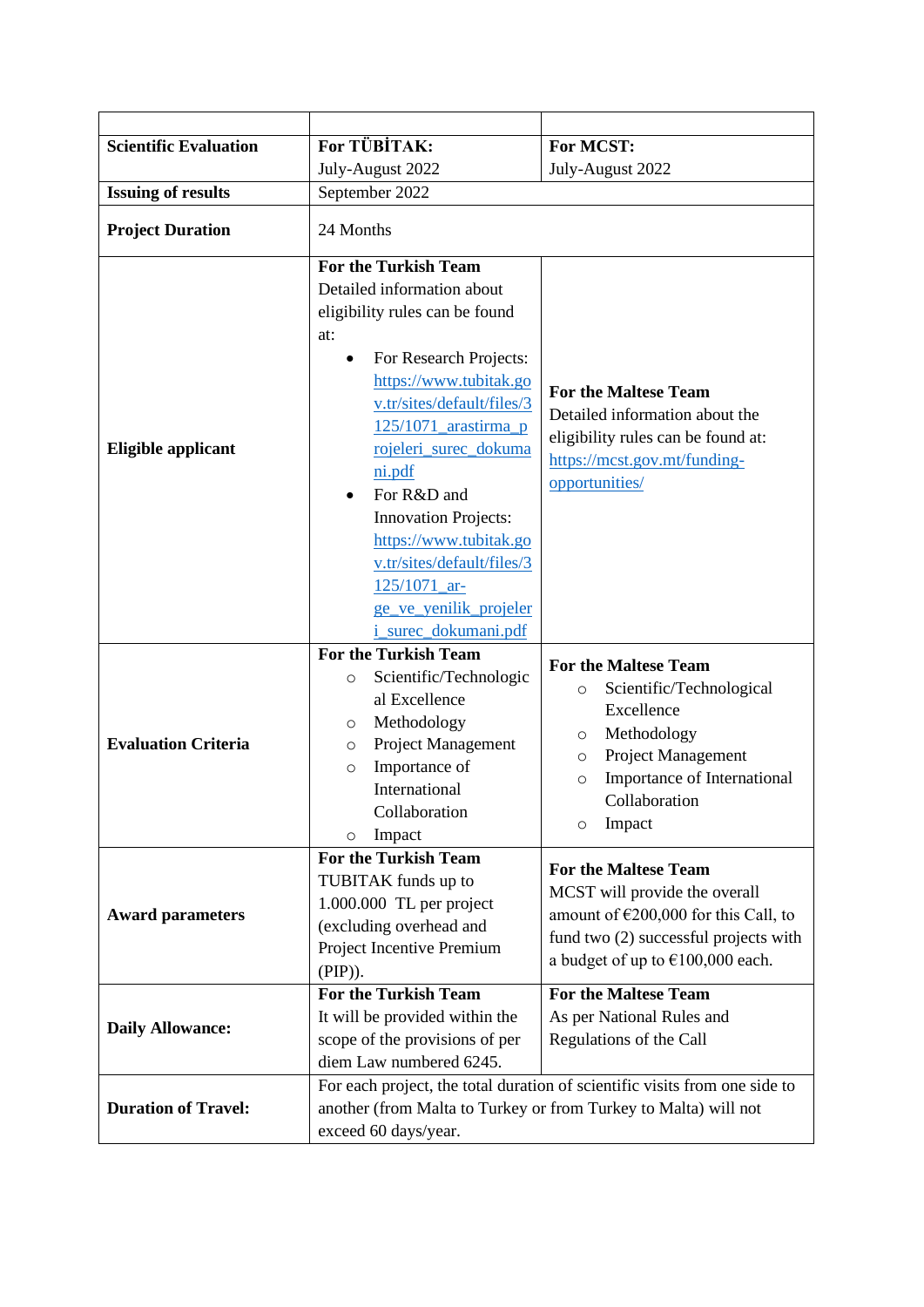| | | |
|---|---|---|
| **Scientific Evaluation** | **For TÜBİTAK:**<br>July-August 2022 | **For MCST:**<br>July-August 2022 |
| **Issuing of results** | September 2022 | |
| **Project Duration** | 24 Months | |
| **Eligible applicant** | **For the Turkish Team**<br>Detailed information about eligibility rules can be found at:<br>• For Research Projects: https://www.tubitak.gov.tr/sites/default/files/3125/1071_arastirma_projeleri_surec_dokumani.pdf<br>• For R&D and Innovation Projects: https://www.tubitak.gov.tr/sites/default/files/3125/1071_ar-ge_ve_yenilik_projeleri_surec_dokumani.pdf | **For the Maltese Team**<br>Detailed information about the eligibility rules can be found at: https://mcst.gov.mt/funding-opportunities/ |
| **Evaluation Criteria** | **For the Turkish Team**<br>○ Scientific/Technological Excellence<br>○ Methodology<br>○ Project Management<br>○ Importance of International Collaboration<br>○ Impact | **For the Maltese Team**<br>○ Scientific/Technological Excellence<br>○ Methodology<br>○ Project Management<br>○ Importance of International Collaboration<br>○ Impact |
| **Award parameters** | **For the Turkish Team**<br>TUBITAK funds up to 1.000.000 TL per project (excluding overhead and Project Incentive Premium (PIP)). | **For the Maltese Team**<br>MCST will provide the overall amount of €200,000 for this Call, to fund two (2) successful projects with a budget of up to €100,000 each. |
| **Daily Allowance:** | **For the Turkish Team**<br>It will be provided within the scope of the provisions of per diem Law numbered 6245. | **For the Maltese Team**<br>As per National Rules and Regulations of the Call |
| **Duration of Travel:** | For each project, the total duration of scientific visits from one side to another (from Malta to Turkey or from Turkey to Malta) will not exceed 60 days/year. | |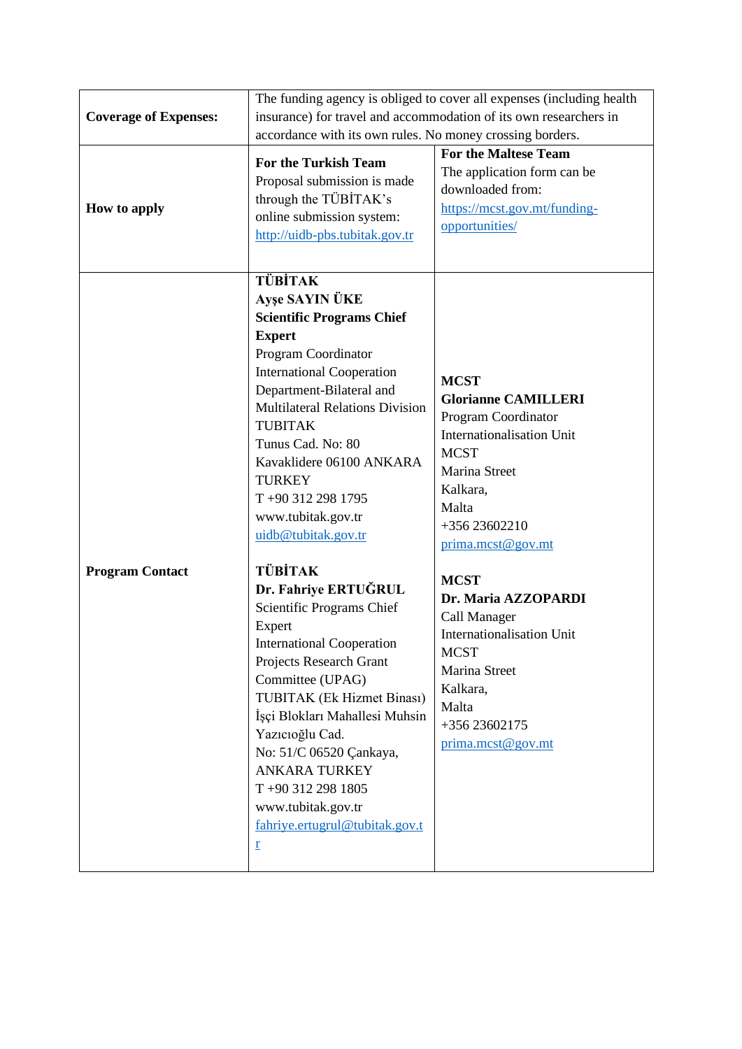| | | |
|---|---|---|
| **Coverage of Expenses:** | The funding agency is obliged to cover all expenses (including health insurance) for travel and accommodation of its own researchers in accordance with its own rules. No money crossing borders. | |
| **How to apply** | **For the Turkish Team**<br>Proposal submission is made through the TÜBİTAK's online submission system: http://uidb-pbs.tubitak.gov.tr | **For the Maltese Team**<br>The application form can be downloaded from: https://mcst.gov.mt/funding-opportunities/ |
| **Program Contact** | **TÜBİTAK**<br>**Ayşe SAYIN ÜKE**<br>**Scientific Programs Chief Expert**<br>Program Coordinator<br>International Cooperation Department-Bilateral and Multilateral Relations Division<br>TUBITAK<br>Tunus Cad. No: 80<br>Kavaklidere 06100 ANKARA<br>TURKEY<br>T +90 312 298 1795<br>www.tubitak.gov.tr<br>uidb@tubitak.gov.tr<br><br>**TÜBİTAK**<br>**Dr. Fahriye ERTUĞRUL**<br>Scientific Programs Chief Expert<br>International Cooperation Projects Research Grant Committee (UPAG)<br>TUBITAK (Ek Hizmet Binası)<br>İşçi Blokları Mahallesi Muhsin Yazıcıoğlu Cad.<br>No: 51/C 06520 Çankaya, ANKARA TURKEY<br>T +90 312 298 1805<br>www.tubitak.gov.tr<br>fahriye.ertugrul@tubitak.gov.tr | **MCST**<br>**Glorianne CAMILLERI**<br>Program Coordinator<br>Internationalisation Unit<br>MCST<br>Marina Street<br>Kalkara,<br>Malta<br>+356 23602210<br>prima.mcst@gov.mt<br><br>**MCST**<br>**Dr. Maria AZZOPARDI**<br>Call Manager<br>Internationalisation Unit<br>MCST<br>Marina Street<br>Kalkara,<br>Malta<br>+356 23602175<br>prima.mcst@gov.mt |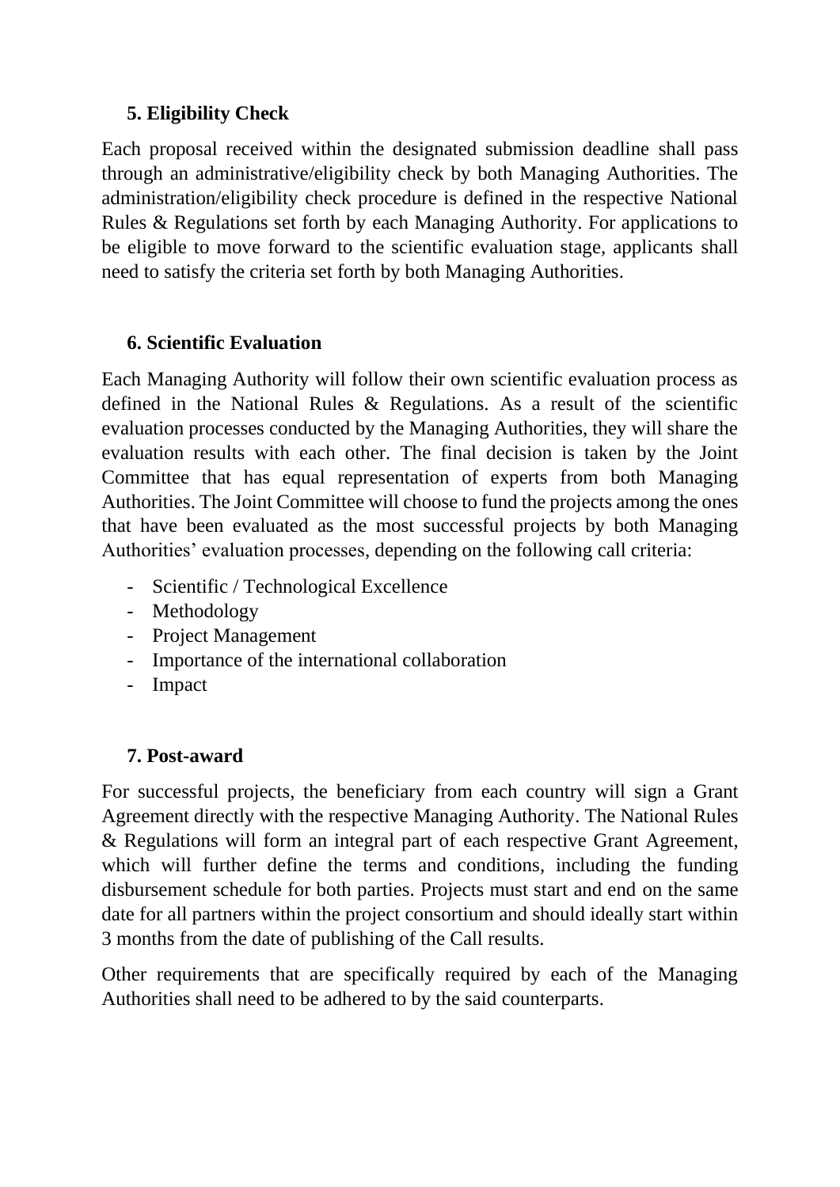## 5. Eligibility Check

Each proposal received within the designated submission deadline shall pass through an administrative/eligibility check by both Managing Authorities. The administration/eligibility check procedure is defined in the respective National Rules & Regulations set forth by each Managing Authority. For applications to be eligible to move forward to the scientific evaluation stage, applicants shall need to satisfy the criteria set forth by both Managing Authorities.

## 6. Scientific Evaluation

Each Managing Authority will follow their own scientific evaluation process as defined in the National Rules & Regulations. As a result of the scientific evaluation processes conducted by the Managing Authorities, they will share the evaluation results with each other. The final decision is taken by the Joint Committee that has equal representation of experts from both Managing Authorities. The Joint Committee will choose to fund the projects among the ones that have been evaluated as the most successful projects by both Managing Authorities' evaluation processes, depending on the following call criteria:

- Scientific / Technological Excellence
- Methodology
- Project Management
- Importance of the international collaboration
- Impact

## 7. Post-award

For successful projects, the beneficiary from each country will sign a Grant Agreement directly with the respective Managing Authority. The National Rules & Regulations will form an integral part of each respective Grant Agreement, which will further define the terms and conditions, including the funding disbursement schedule for both parties. Projects must start and end on the same date for all partners within the project consortium and should ideally start within 3 months from the date of publishing of the Call results.

Other requirements that are specifically required by each of the Managing Authorities shall need to be adhered to by the said counterparts.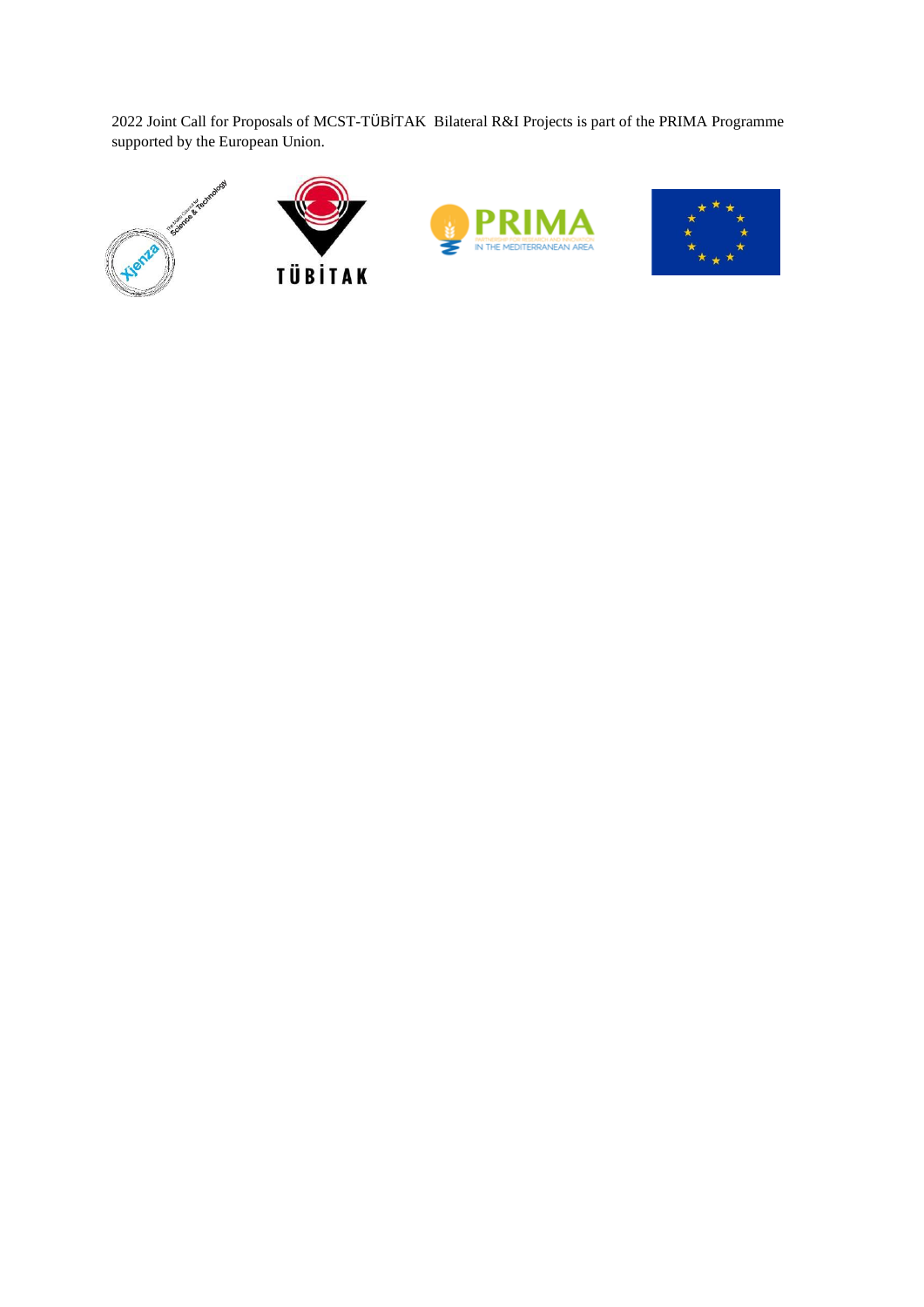2022 Joint Call for Proposals of MCST-TÜBİTAK Bilateral R&I Projects is part of the PRIMA Programme supported by the European Union.